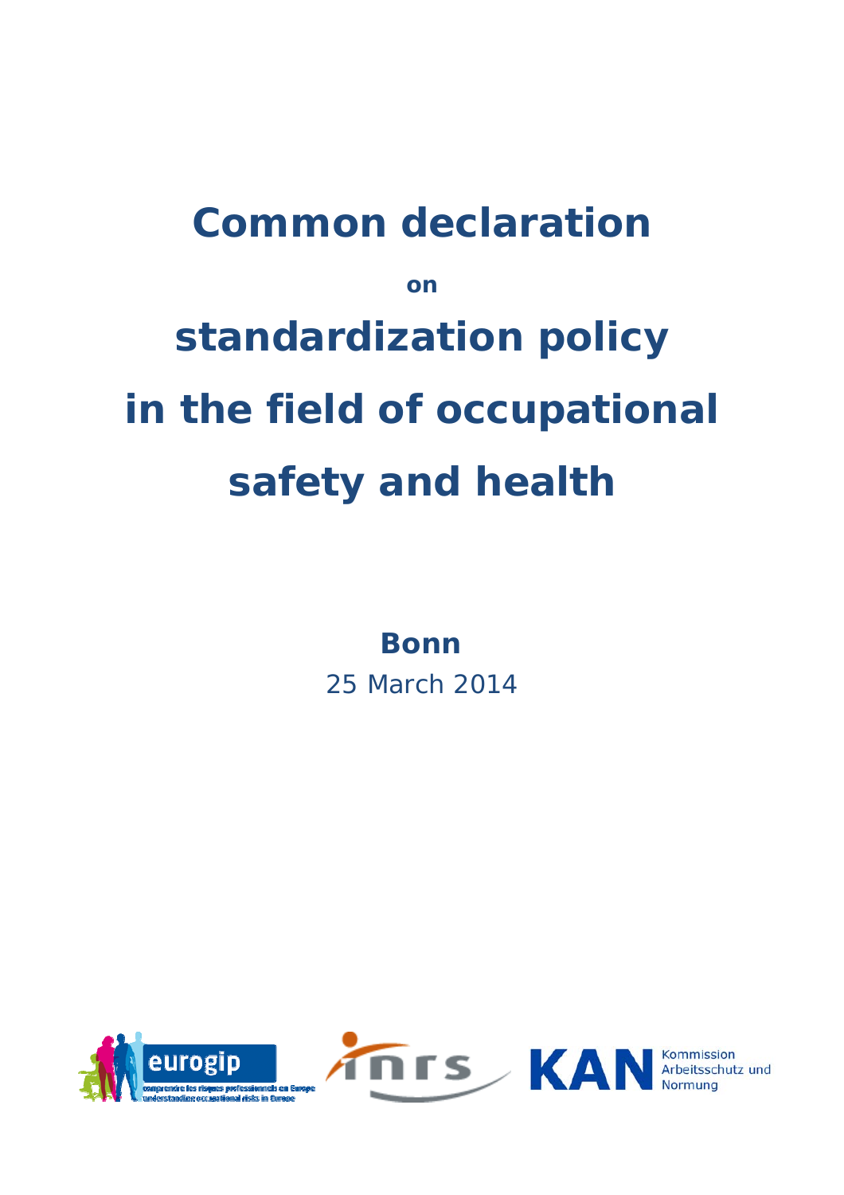# Common declaration

**on**

# standardization policy in the field of occupational safety and health

**Bonn**

25 March 2014

eurogip — comprendre les risques professionnels en Europe — understanding occupational risks in Europe

inrs

KAN Kommission Arbeitsschutz und Normung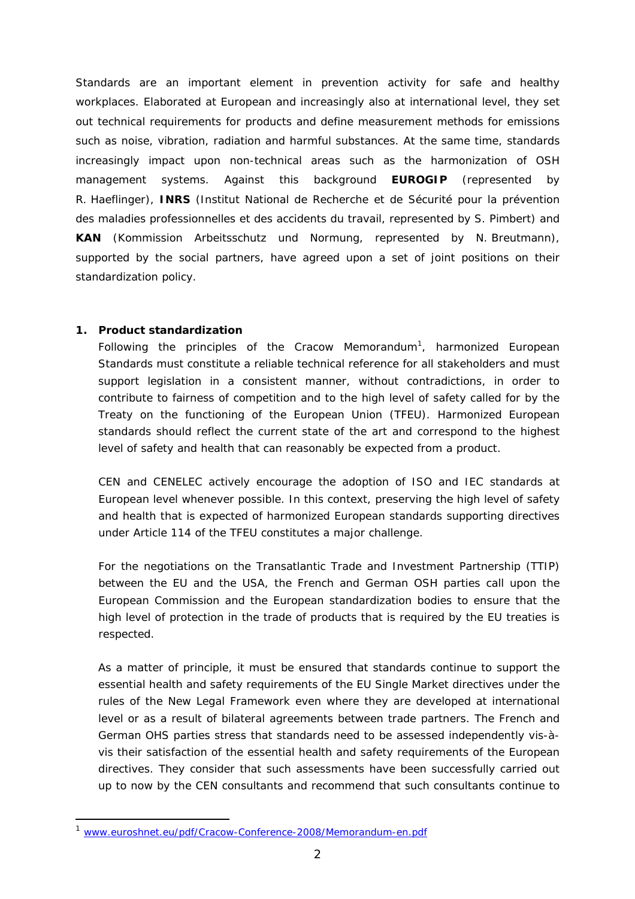Standards are an important element in prevention activity for safe and healthy workplaces. Elaborated at European and increasingly also at international level, they set out technical requirements for products and define measurement methods for emissions such as noise, vibration, radiation and harmful substances. At the same time, standards increasingly impact upon non-technical areas such as the harmonization of OSH management systems. Against this background **EUROGIP** (represented by R. Haeflinger), **INRS** (Institut National de Recherche et de Sécurité pour la prévention des maladies professionnelles et des accidents du travail, represented by S. Pimbert) and **KAN** (Kommission Arbeitsschutz und Normung, represented by N. Breutmann), supported by the social partners, have agreed upon a set of joint positions on their standardization policy.

## 1. Product standardization

Following the principles of the Cracow Memorandum[1], harmonized European Standards must constitute a reliable technical reference for all stakeholders and must support legislation in a consistent manner, without contradictions, in order to contribute to fairness of competition and to the high level of safety called for by the Treaty on the functioning of the European Union (TFEU). Harmonized European standards should reflect the current state of the art and correspond to the highest level of safety and health that can reasonably be expected from a product.

CEN and CENELEC actively encourage the adoption of ISO and IEC standards at European level whenever possible. In this context, preserving the high level of safety and health that is expected of harmonized European standards supporting directives under Article 114 of the TFEU constitutes a major challenge.

For the negotiations on the Transatlantic Trade and Investment Partnership (TTIP) between the EU and the USA, the French and German OSH parties call upon the European Commission and the European standardization bodies to ensure that the high level of protection in the trade of products that is required by the EU treaties is respected.

As a matter of principle, it must be ensured that standards continue to support the essential health and safety requirements of the EU Single Market directives under the rules of the New Legal Framework even where they are developed at international level or as a result of bilateral agreements between trade partners. The French and German OHS parties stress that standards need to be assessed independently vis-à-vis their satisfaction of the essential health and safety requirements of the European directives. They consider that such assessments have been successfully carried out up to now by the CEN consultants and recommend that such consultants continue to

[1] www.euroshnet.eu/pdf/Cracow-Conference-2008/Memorandum-en.pdf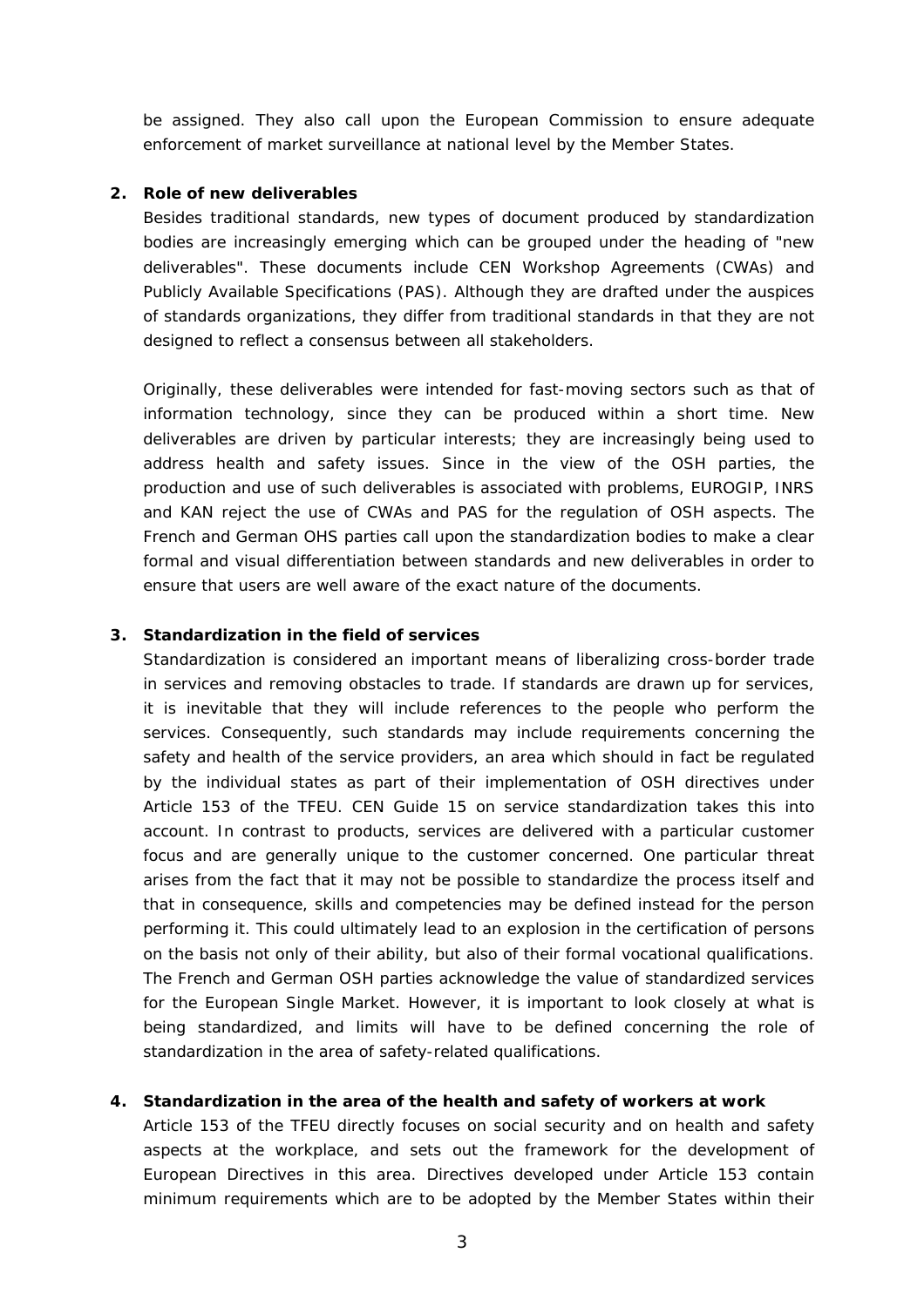be assigned. They also call upon the European Commission to ensure adequate enforcement of market surveillance at national level by the Member States.

**2. Role of new deliverables**

Besides traditional standards, new types of document produced by standardization bodies are increasingly emerging which can be grouped under the heading of "new deliverables". These documents include CEN Workshop Agreements (CWAs) and Publicly Available Specifications (PAS). Although they are drafted under the auspices of standards organizations, they differ from traditional standards in that they are not designed to reflect a consensus between all stakeholders.

Originally, these deliverables were intended for fast-moving sectors such as that of information technology, since they can be produced within a short time. New deliverables are driven by particular interests; they are increasingly being used to address health and safety issues. Since in the view of the OSH parties, the production and use of such deliverables is associated with problems, EUROGIP, INRS and KAN reject the use of CWAs and PAS for the regulation of OSH aspects. The French and German OHS parties call upon the standardization bodies to make a clear formal and visual differentiation between standards and new deliverables in order to ensure that users are well aware of the exact nature of the documents.

**3. Standardization in the field of services**

Standardization is considered an important means of liberalizing cross-border trade in services and removing obstacles to trade. If standards are drawn up for services, it is inevitable that they will include references to the people who perform the services. Consequently, such standards may include requirements concerning the safety and health of the service providers, an area which should in fact be regulated by the individual states as part of their implementation of OSH directives under Article 153 of the TFEU. CEN Guide 15 on service standardization takes this into account. In contrast to products, services are delivered with a particular customer focus and are generally unique to the customer concerned. One particular threat arises from the fact that it may not be possible to standardize the process itself and that in consequence, skills and competencies may be defined instead for the person performing it. This could ultimately lead to an explosion in the certification of persons on the basis not only of their ability, but also of their formal vocational qualifications. The French and German OSH parties acknowledge the value of standardized services for the European Single Market. However, it is important to look closely at what is being standardized, and limits will have to be defined concerning the role of standardization in the area of safety-related qualifications.

**4. Standardization in the area of the health and safety of workers at work**

Article 153 of the TFEU directly focuses on social security and on health and safety aspects at the workplace, and sets out the framework for the development of European Directives in this area. Directives developed under Article 153 contain minimum requirements which are to be adopted by the Member States within their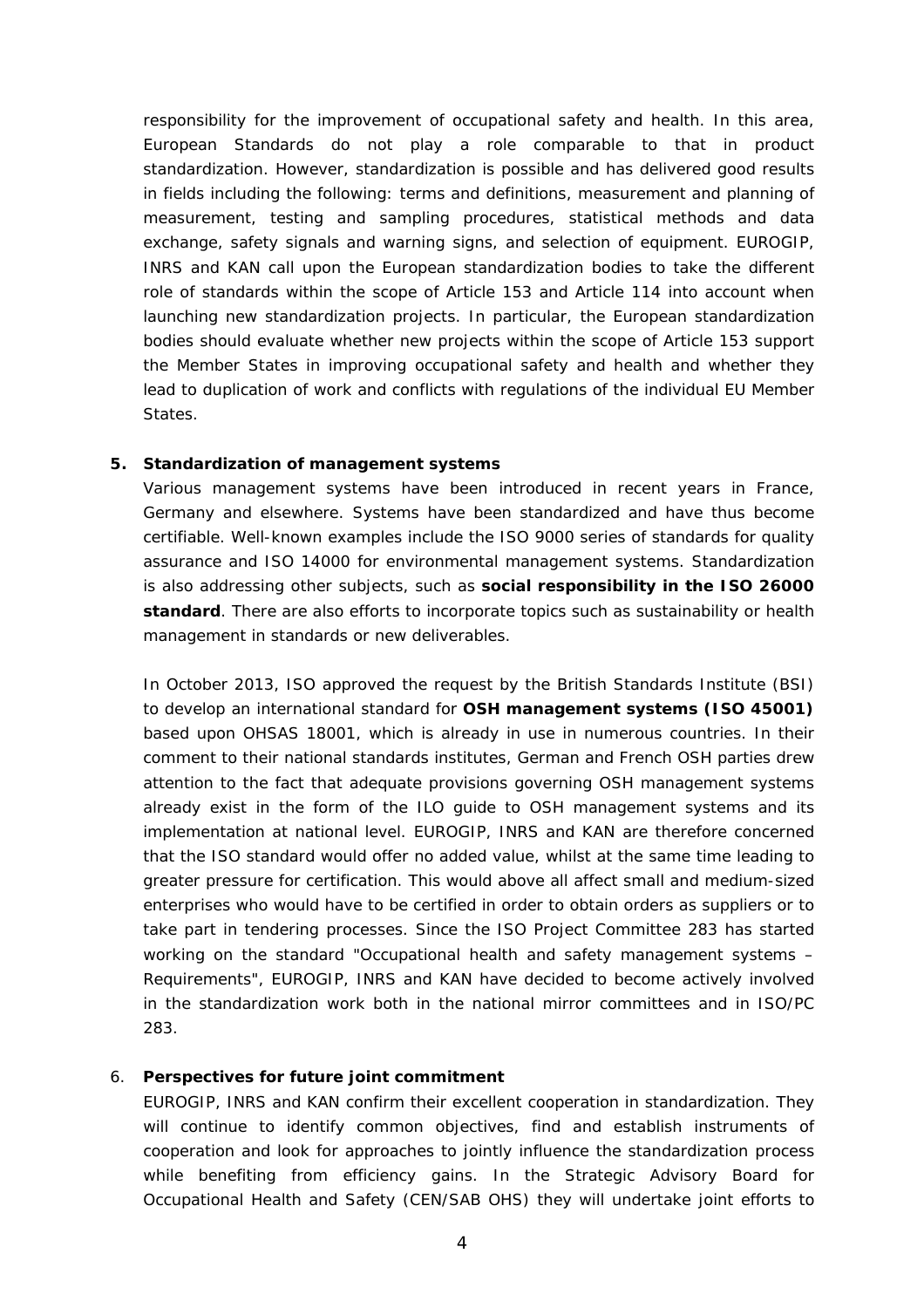responsibility for the improvement of occupational safety and health. In this area, European Standards do not play a role comparable to that in product standardization. However, standardization is possible and has delivered good results in fields including the following: terms and definitions, measurement and planning of measurement, testing and sampling procedures, statistical methods and data exchange, safety signals and warning signs, and selection of equipment. EUROGIP, INRS and KAN call upon the European standardization bodies to take the different role of standards within the scope of Article 153 and Article 114 into account when launching new standardization projects. In particular, the European standardization bodies should evaluate whether new projects within the scope of Article 153 support the Member States in improving occupational safety and health and whether they lead to duplication of work and conflicts with regulations of the individual EU Member States.

## 5. Standardization of management systems

Various management systems have been introduced in recent years in France, Germany and elsewhere. Systems have been standardized and have thus become certifiable. Well-known examples include the ISO 9000 series of standards for quality assurance and ISO 14000 for environmental management systems. Standardization is also addressing other subjects, such as **social responsibility in the ISO 26000 standard**. There are also efforts to incorporate topics such as sustainability or health management in standards or new deliverables.

In October 2013, ISO approved the request by the British Standards Institute (BSI) to develop an international standard for **OSH management systems (ISO 45001)** based upon OHSAS 18001, which is already in use in numerous countries. In their comment to their national standards institutes, German and French OSH parties drew attention to the fact that adequate provisions governing OSH management systems already exist in the form of the ILO guide to OSH management systems and its implementation at national level. EUROGIP, INRS and KAN are therefore concerned that the ISO standard would offer no added value, whilst at the same time leading to greater pressure for certification. This would above all affect small and medium-sized enterprises who would have to be certified in order to obtain orders as suppliers or to take part in tendering processes. Since the ISO Project Committee 283 has started working on the standard "Occupational health and safety management systems – Requirements", EUROGIP, INRS and KAN have decided to become actively involved in the standardization work both in the national mirror committees and in ISO/PC 283.

## 6. Perspectives for future joint commitment

EUROGIP, INRS and KAN confirm their excellent cooperation in standardization. They will continue to identify common objectives, find and establish instruments of cooperation and look for approaches to jointly influence the standardization process while benefiting from efficiency gains. In the Strategic Advisory Board for Occupational Health and Safety (CEN/SAB OHS) they will undertake joint efforts to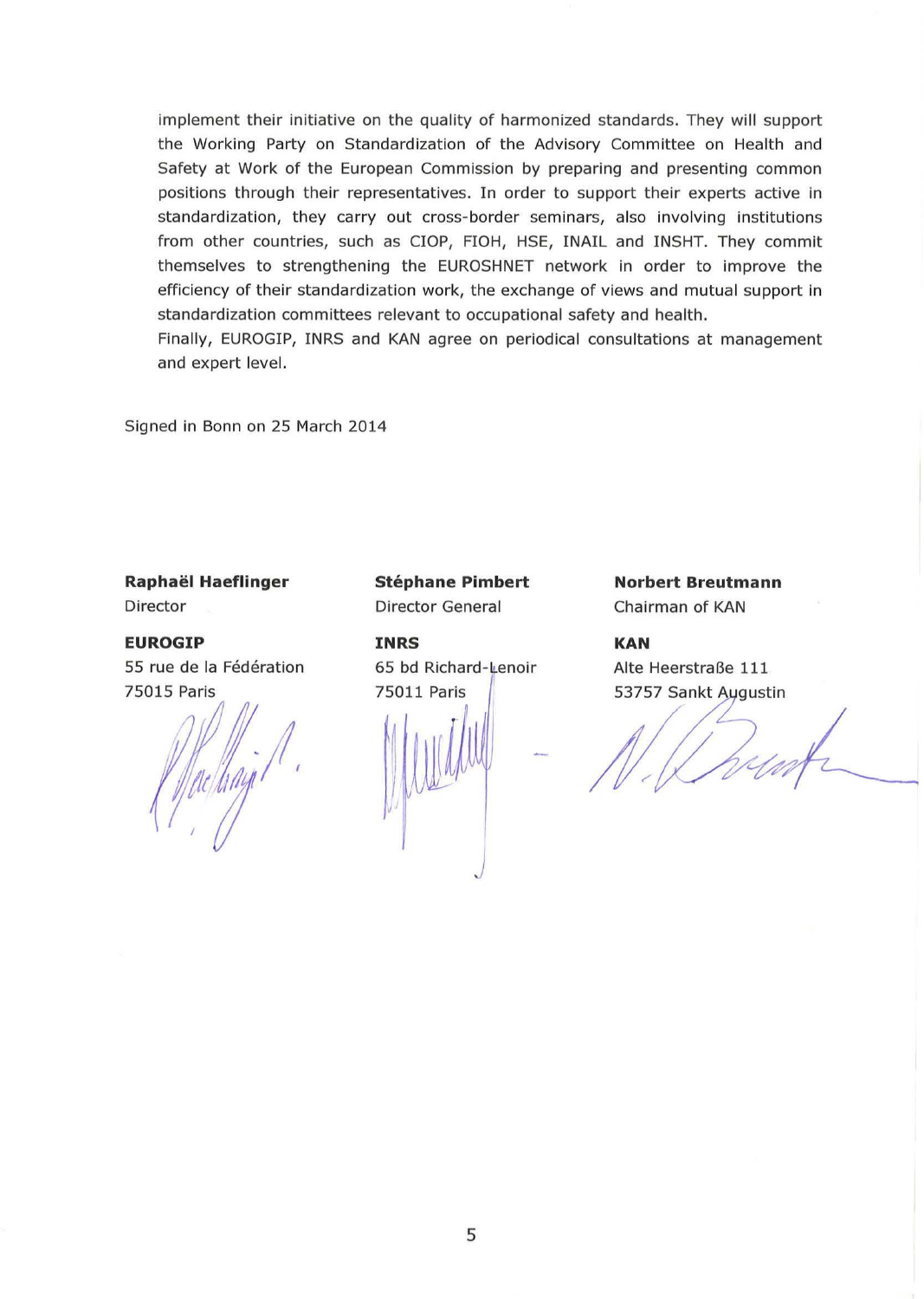implement their initiative on the quality of harmonized standards. They will support the Working Party on Standardization of the Advisory Committee on Health and Safety at Work of the European Commission by preparing and presenting common positions through their representatives. In order to support their experts active in standardization, they carry out cross-border seminars, also involving institutions from other countries, such as CIOP, FIOH, HSE, INAIL and INSHT. They commit themselves to strengthening the EUROSHNET network in order to improve the efficiency of their standardization work, the exchange of views and mutual support in standardization committees relevant to occupational safety and health.
Finally, EUROGIP, INRS and KAN agree on periodical consultations at management and expert level.

Signed in Bonn on 25 March 2014

**Raphaël Haeflinger**
Director

**EUROGIP**
55 rue de la Fédération
75015 Paris

**Stéphane Pimbert**
Director General

**INRS**
65 bd Richard-Lenoir
75011 Paris

**Norbert Breutmann**
Chairman of KAN

**KAN**
Alte Heerstraße 111
53757 Sankt Augustin